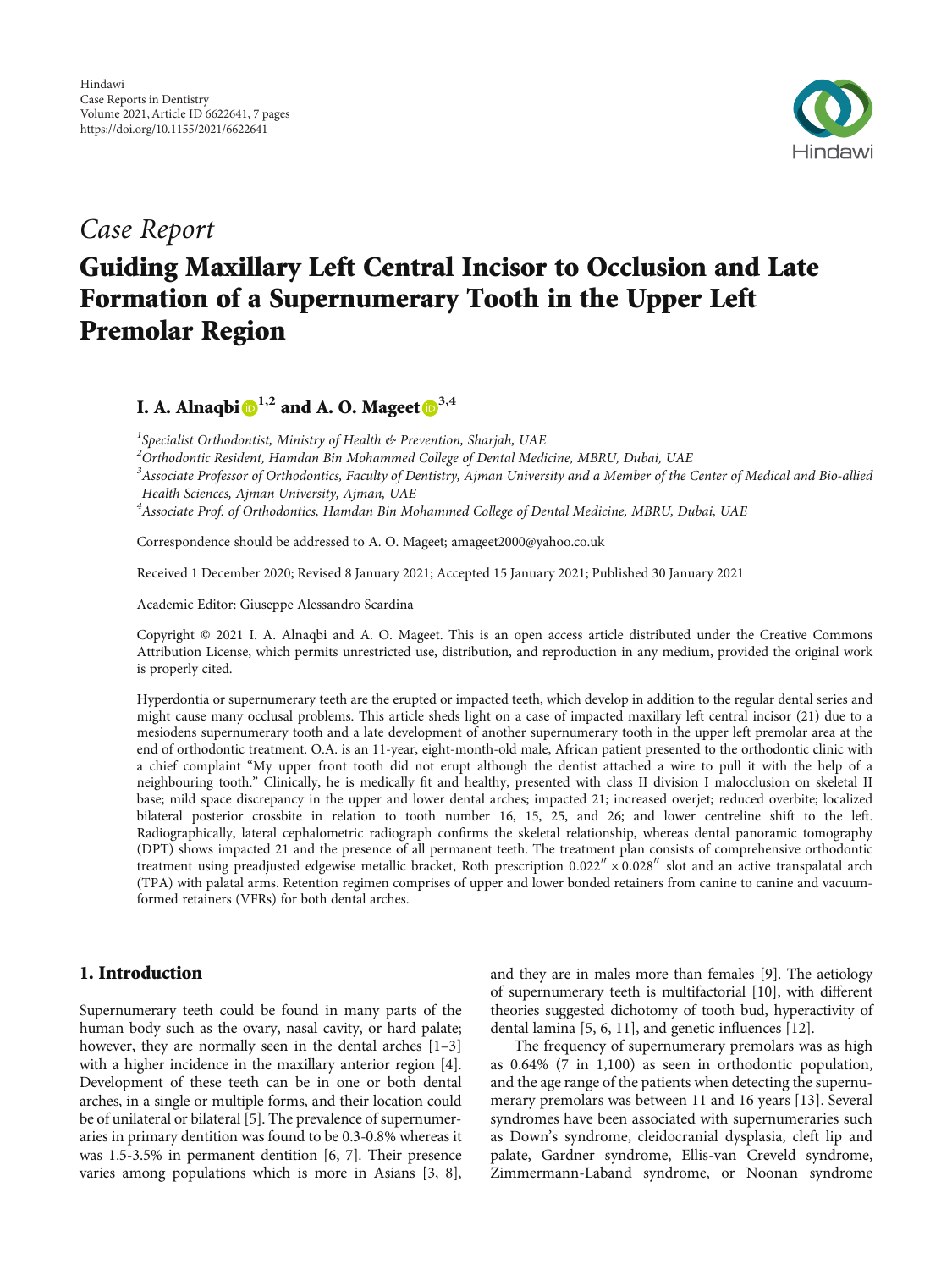Hindawi
Case Reports in Dentistry
Volume 2021, Article ID 6622641, 7 pages
https://doi.org/10.1155/2021/6622641

*Case Report*

# Guiding Maxillary Left Central Incisor to Occlusion and Late Formation of a Supernumerary Tooth in the Upper Left Premolar Region

**I. A. Alnaqbi**[1,2] **and A. O. Mageet**[3,4]

[1]*Specialist Orthodontist, Ministry of Health & Prevention, Sharjah, UAE*
[2]*Orthodontic Resident, Hamdan Bin Mohammed College of Dental Medicine, MBRU, Dubai, UAE*
[3]*Associate Professor of Orthodontics, Faculty of Dentistry, Ajman University and a Member of the Center of Medical and Bio-allied Health Sciences, Ajman University, Ajman, UAE*
[4]*Associate Prof. of Orthodontics, Hamdan Bin Mohammed College of Dental Medicine, MBRU, Dubai, UAE*

Correspondence should be addressed to A. O. Mageet; amageet2000@yahoo.co.uk

Received 1 December 2020; Revised 8 January 2021; Accepted 15 January 2021; Published 30 January 2021

Academic Editor: Giuseppe Alessandro Scardina

Copyright © 2021 I. A. Alnaqbi and A. O. Mageet. This is an open access article distributed under the Creative Commons Attribution License, which permits unrestricted use, distribution, and reproduction in any medium, provided the original work is properly cited.

Hyperdontia or supernumerary teeth are the erupted or impacted teeth, which develop in addition to the regular dental series and might cause many occlusal problems. This article sheds light on a case of impacted maxillary left central incisor (21) due to a mesiodens supernumerary tooth and a late development of another supernumerary tooth in the upper left premolar area at the end of orthodontic treatment. O.A. is an 11-year, eight-month-old male, African patient presented to the orthodontic clinic with a chief complaint "My upper front tooth did not erupt although the dentist attached a wire to pull it with the help of a neighbouring tooth." Clinically, he is medically fit and healthy, presented with class II division I malocclusion on skeletal II base; mild space discrepancy in the upper and lower dental arches; impacted 21; increased overjet; reduced overbite; localized bilateral posterior crossbite in relation to tooth number 16, 15, 25, and 26; and lower centreline shift to the left. Radiographically, lateral cephalometric radiograph confirms the skeletal relationship, whereas dental panoramic tomography (DPT) shows impacted 21 and the presence of all permanent teeth. The treatment plan consists of comprehensive orthodontic treatment using preadjusted edgewise metallic bracket, Roth prescription $0.022'' \times 0.028''$ slot and an active transpalatal arch (TPA) with palatal arms. Retention regimen comprises of upper and lower bonded retainers from canine to canine and vacuum-formed retainers (VFRs) for both dental arches.

## 1. Introduction

Supernumerary teeth could be found in many parts of the human body such as the ovary, nasal cavity, or hard palate; however, they are normally seen in the dental arches [1–3] with a higher incidence in the maxillary anterior region [4]. Development of these teeth can be in one or both dental arches, in a single or multiple forms, and their location could be of unilateral or bilateral [5]. The prevalence of supernumeraries in primary dentition was found to be 0.3-0.8% whereas it was 1.5-3.5% in permanent dentition [6, 7]. Their presence varies among populations which is more in Asians [3, 8], and they are in males more than females [9]. The aetiology of supernumerary teeth is multifactorial [10], with different theories suggested dichotomy of tooth bud, hyperactivity of dental lamina [5, 6, 11], and genetic influences [12].

The frequency of supernumerary premolars was as high as 0.64% (7 in 1,100) as seen in orthodontic population, and the age range of the patients when detecting the supernumerary premolars was between 11 and 16 years [13]. Several syndromes have been associated with supernumeraries such as Down's syndrome, cleidocranial dysplasia, cleft lip and palate, Gardner syndrome, Ellis-van Creveld syndrome, Zimmermann-Laband syndrome, or Noonan syndrome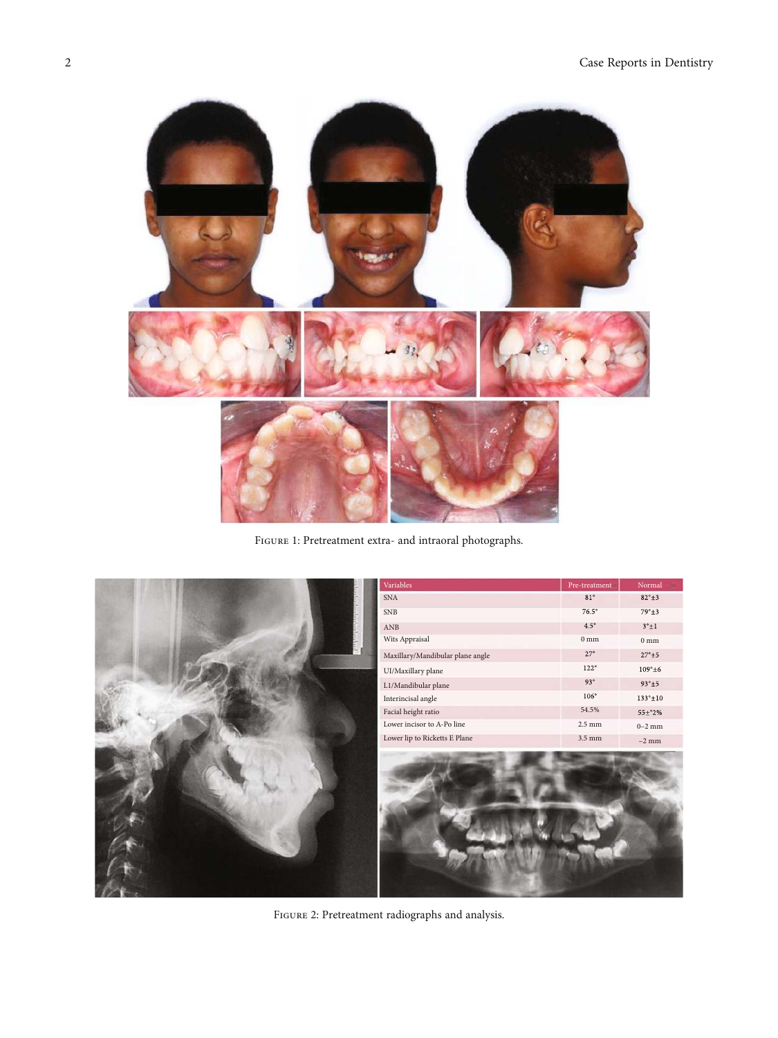Figure 1: Pretreatment extra- and intraoral photographs.

| Variables | Pre-treatment | Normal |
|---|---|---|
| SNA | 81° | 82°±3 |
| SNB | 76.5° | 79°±3 |
| ANB | 4.5° | 3°±1 |
| Wits Appraisal | 0 mm | 0 mm |
| Maxillary/Mandibular plane angle | 27° | 27°±5 |
| UI/Maxillary plane | 122° | 109°±6 |
| LI/Mandibular plane | 93° | 93°±5 |
| Interincisal angle | 106° | 133°±10 |
| Facial height ratio | 54.5% | 55±°2% |
| Lower incisor to A-Po line | 2.5 mm | 0–2 mm |
| Lower lip to Ricketts E Plane | 3.5 mm | −2 mm |

Figure 2: Pretreatment radiographs and analysis.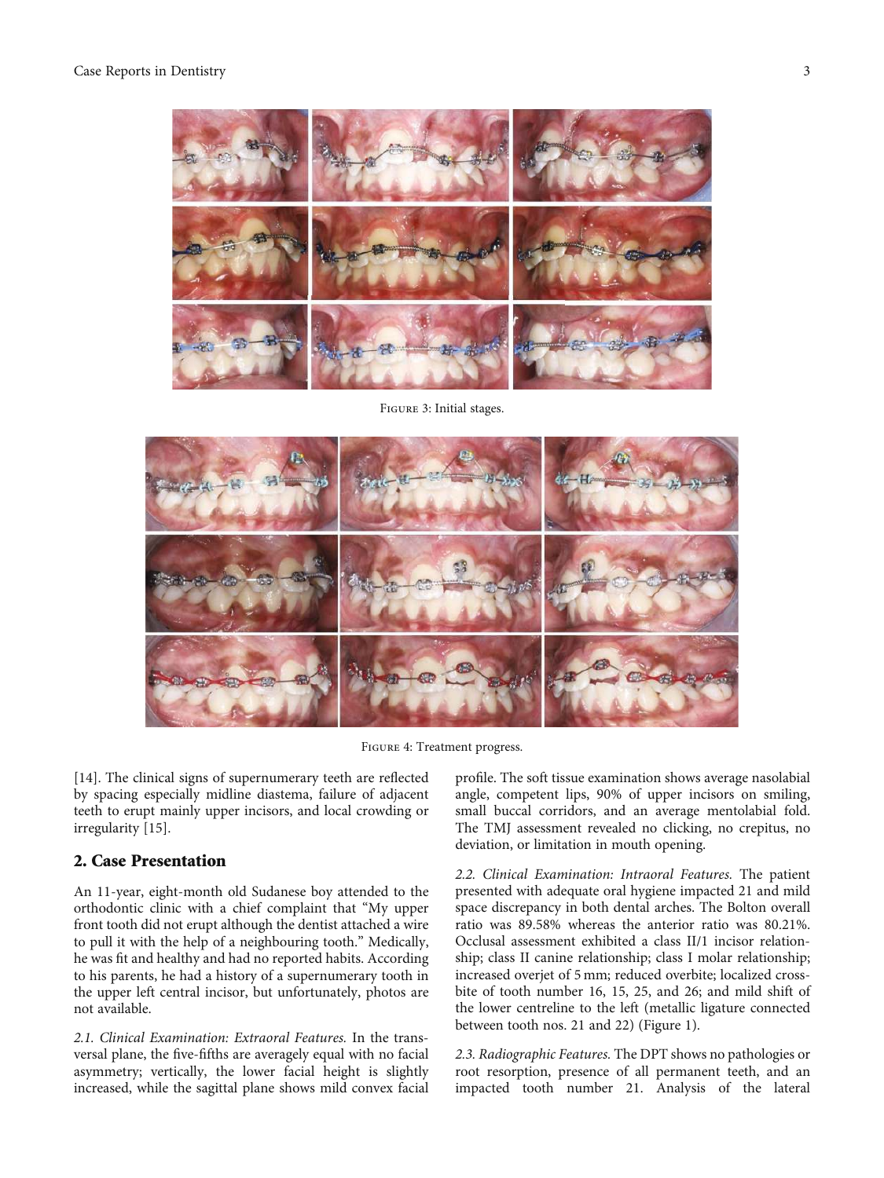Figure 3: Initial stages.

Figure 4: Treatment progress.

[14]. The clinical signs of supernumerary teeth are reflected by spacing especially midline diastema, failure of adjacent teeth to erupt mainly upper incisors, and local crowding or irregularity [15].

## 2. Case Presentation

An 11-year, eight-month old Sudanese boy attended to the orthodontic clinic with a chief complaint that "My upper front tooth did not erupt although the dentist attached a wire to pull it with the help of a neighbouring tooth." Medically, he was fit and healthy and had no reported habits. According to his parents, he had a history of a supernumerary tooth in the upper left central incisor, but unfortunately, photos are not available.

*2.1. Clinical Examination: Extraoral Features.* In the transversal plane, the five-fifths are averagely equal with no facial asymmetry; vertically, the lower facial height is slightly increased, while the sagittal plane shows mild convex facial profile. The soft tissue examination shows average nasolabial angle, competent lips, 90% of upper incisors on smiling, small buccal corridors, and an average mentolabial fold. The TMJ assessment revealed no clicking, no crepitus, no deviation, or limitation in mouth opening.

*2.2. Clinical Examination: Intraoral Features.* The patient presented with adequate oral hygiene impacted 21 and mild space discrepancy in both dental arches. The Bolton overall ratio was 89.58% whereas the anterior ratio was 80.21%. Occlusal assessment exhibited a class II/1 incisor relationship; class II canine relationship; class I molar relationship; increased overjet of 5 mm; reduced overbite; localized crossbite of tooth number 16, 15, 25, and 26; and mild shift of the lower centreline to the left (metallic ligature connected between tooth nos. 21 and 22) (Figure 1).

*2.3. Radiographic Features.* The DPT shows no pathologies or root resorption, presence of all permanent teeth, and an impacted tooth number 21. Analysis of the lateral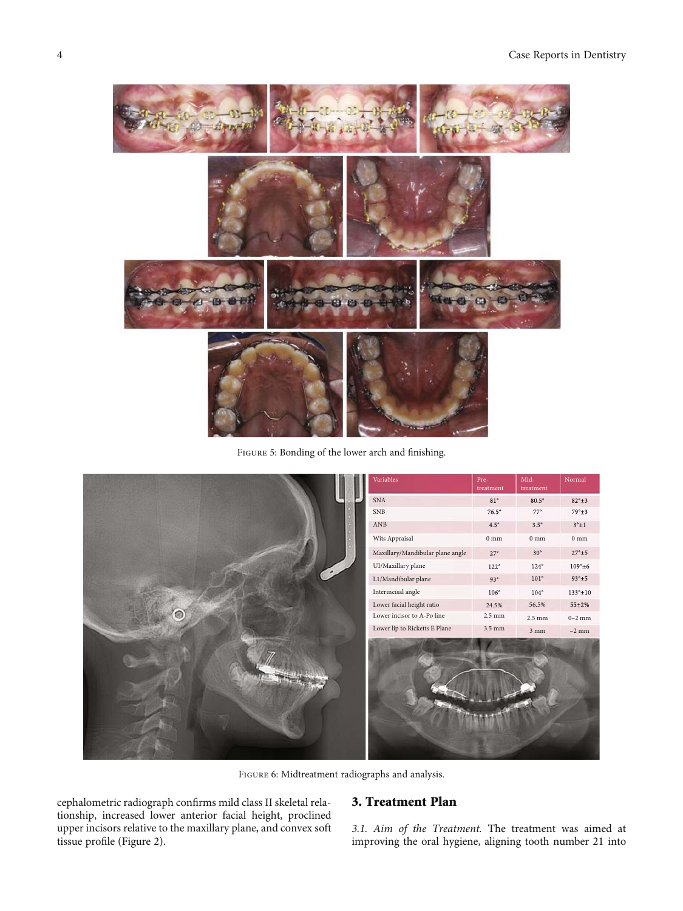Figure 5: Bonding of the lower arch and finishing.

| Variables | Pre-treatment | Mid-treatment | Normal |
|---|---|---|---|
| SNA | 81° | 80.5° | 82°±3 |
| SNB | 76.5° | 77° | 79°±3 |
| ANB | 4.5° | 3.5° | 3°±1 |
| Wits Appraisal | 0 mm | 0 mm | 0 mm |
| Maxillary/Mandibular plane angle | 27° | 30° | 27°±5 |
| UI/Maxillary plane | 122° | 124° | 109°±6 |
| L1/Mandibular plane | 93° | 101° | 93°±5 |
| Interincisal angle | 106° | 104° | 133°±10 |
| Lower facial height ratio | 24.5% | 56.5% | 55±2% |
| Lower incisor to A-Po line | 2.5 mm | 2.5 mm | 0–2 mm |
| Lower lip to Ricketts E Plane | 3.5 mm | 3 mm | −2 mm |

Figure 6: Midtreatment radiographs and analysis.

cephalometric radiograph confirms mild class II skeletal relationship, increased lower anterior facial height, proclined upper incisors relative to the maxillary plane, and convex soft tissue profile (Figure 2).

## 3. Treatment Plan

*3.1. Aim of the Treatment.* The treatment was aimed at improving the oral hygiene, aligning tooth number 21 into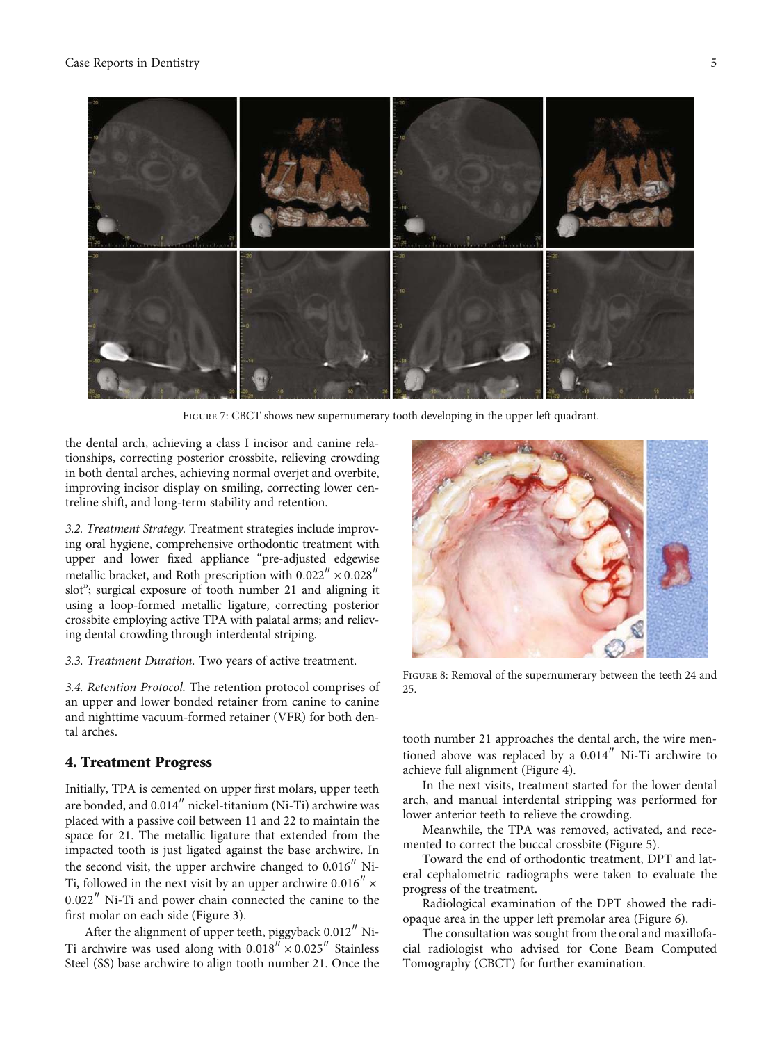Figure 7: CBCT shows new supernumerary tooth developing in the upper left quadrant.

the dental arch, achieving a class I incisor and canine relationships, correcting posterior crossbite, relieving crowding in both dental arches, achieving normal overjet and overbite, improving incisor display on smiling, correcting lower centreline shift, and long-term stability and retention.

*3.2. Treatment Strategy.* Treatment strategies include improving oral hygiene, comprehensive orthodontic treatment with upper and lower fixed appliance "pre-adjusted edgewise metallic bracket, and Roth prescription with $0.022'' \times 0.028''$ slot"; surgical exposure of tooth number 21 and aligning it using a loop-formed metallic ligature, correcting posterior crossbite employing active TPA with palatal arms; and relieving dental crowding through interdental striping.

*3.3. Treatment Duration.* Two years of active treatment.

*3.4. Retention Protocol.* The retention protocol comprises of an upper and lower bonded retainer from canine to canine and nighttime vacuum-formed retainer (VFR) for both dental arches.

## 4. Treatment Progress

Initially, TPA is cemented on upper first molars, upper teeth are bonded, and $0.014''$ nickel-titanium (Ni-Ti) archwire was placed with a passive coil between 11 and 22 to maintain the space for 21. The metallic ligature that extended from the impacted tooth is just ligated against the base archwire. In the second visit, the upper archwire changed to $0.016''$ Ni-Ti, followed in the next visit by an upper archwire $0.016'' \times 0.022''$ Ni-Ti and power chain connected the canine to the first molar on each side (Figure 3).

After the alignment of upper teeth, piggyback $0.012''$ Ni-Ti archwire was used along with $0.018'' \times 0.025''$ Stainless Steel (SS) base archwire to align tooth number 21. Once the tooth number 21 approaches the dental arch, the wire mentioned above was replaced by a $0.014''$ Ni-Ti archwire to achieve full alignment (Figure 4).

In the next visits, treatment started for the lower dental arch, and manual interdental stripping was performed for lower anterior teeth to relieve the crowding.

Meanwhile, the TPA was removed, activated, and recemented to correct the buccal crossbite (Figure 5).

Toward the end of orthodontic treatment, DPT and lateral cephalometric radiographs were taken to evaluate the progress of the treatment.

Radiological examination of the DPT showed the radiopaque area in the upper left premolar area (Figure 6).

The consultation was sought from the oral and maxillofacial radiologist who advised for Cone Beam Computed Tomography (CBCT) for further examination.

Figure 8: Removal of the supernumerary between the teeth 24 and 25.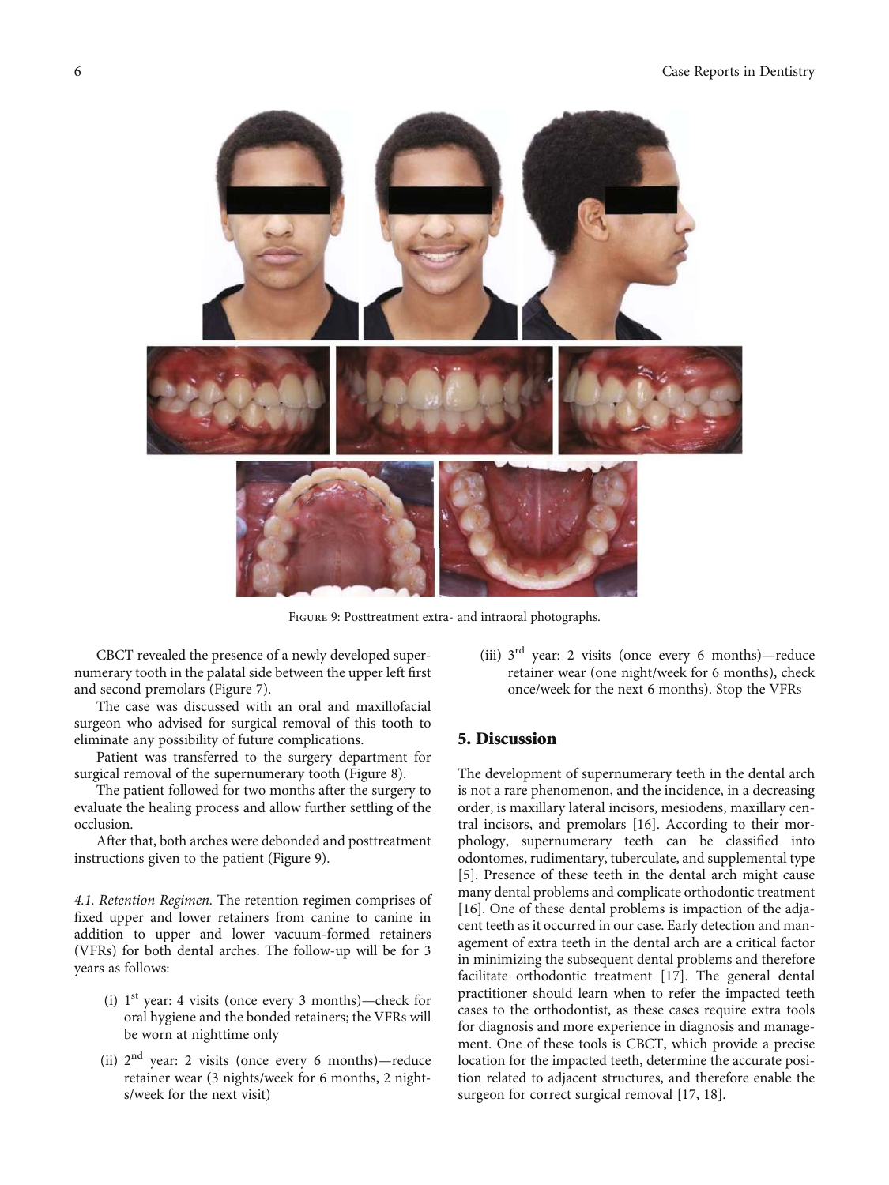Figure 9: Posttreatment extra- and intraoral photographs.

CBCT revealed the presence of a newly developed supernumerary tooth in the palatal side between the upper left first and second premolars (Figure 7).

The case was discussed with an oral and maxillofacial surgeon who advised for surgical removal of this tooth to eliminate any possibility of future complications.

Patient was transferred to the surgery department for surgical removal of the supernumerary tooth (Figure 8).

The patient followed for two months after the surgery to evaluate the healing process and allow further settling of the occlusion.

After that, both arches were debonded and posttreatment instructions given to the patient (Figure 9).

*4.1. Retention Regimen.* The retention regimen comprises of fixed upper and lower retainers from canine to canine in addition to upper and lower vacuum-formed retainers (VFRs) for both dental arches. The follow-up will be for 3 years as follows:

- (i) 1st year: 4 visits (once every 3 months)—check for oral hygiene and the bonded retainers; the VFRs will be worn at nighttime only
- (ii) 2nd year: 2 visits (once every 6 months)—reduce retainer wear (3 nights/week for 6 months, 2 nights/week for the next visit)
- (iii) 3rd year: 2 visits (once every 6 months)—reduce retainer wear (one night/week for 6 months), check once/week for the next 6 months). Stop the VFRs

## 5. Discussion

The development of supernumerary teeth in the dental arch is not a rare phenomenon, and the incidence, in a decreasing order, is maxillary lateral incisors, mesiodens, maxillary central incisors, and premolars [16]. According to their morphology, supernumerary teeth can be classified into odontomes, rudimentary, tuberculate, and supplemental type [5]. Presence of these teeth in the dental arch might cause many dental problems and complicate orthodontic treatment [16]. One of these dental problems is impaction of the adjacent teeth as it occurred in our case. Early detection and management of extra teeth in the dental arch are a critical factor in minimizing the subsequent dental problems and therefore facilitate orthodontic treatment [17]. The general dental practitioner should learn when to refer the impacted teeth cases to the orthodontist, as these cases require extra tools for diagnosis and more experience in diagnosis and management. One of these tools is CBCT, which provide a precise location for the impacted teeth, determine the accurate position related to adjacent structures, and therefore enable the surgeon for correct surgical removal [17, 18].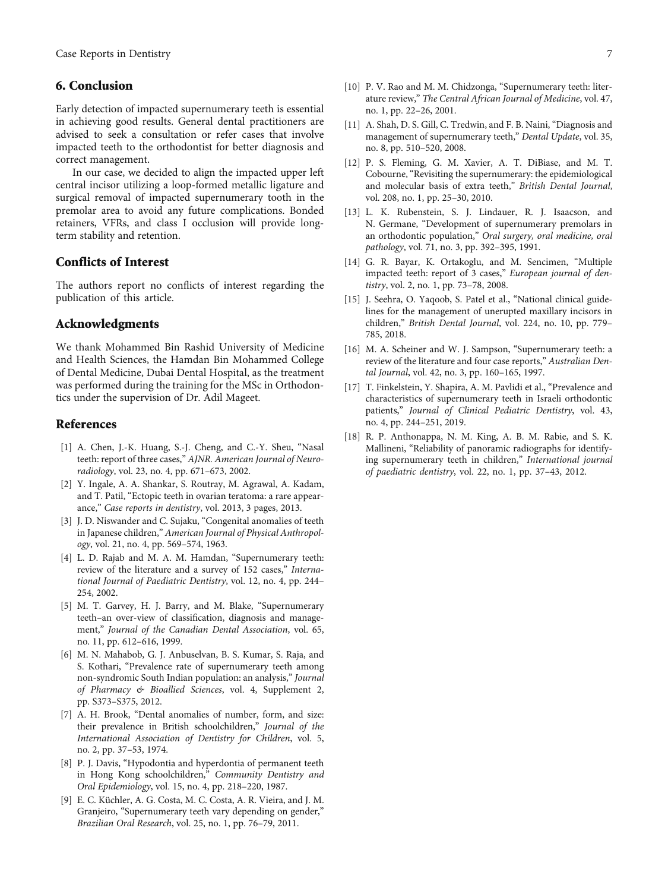## 6. Conclusion

Early detection of impacted supernumerary teeth is essential in achieving good results. General dental practitioners are advised to seek a consultation or refer cases that involve impacted teeth to the orthodontist for better diagnosis and correct management.

In our case, we decided to align the impacted upper left central incisor utilizing a loop-formed metallic ligature and surgical removal of impacted supernumerary tooth in the premolar area to avoid any future complications. Bonded retainers, VFRs, and class I occlusion will provide long-term stability and retention.

## Conflicts of Interest

The authors report no conflicts of interest regarding the publication of this article.

## Acknowledgments

We thank Mohammed Bin Rashid University of Medicine and Health Sciences, the Hamdan Bin Mohammed College of Dental Medicine, Dubai Dental Hospital, as the treatment was performed during the training for the MSc in Orthodontics under the supervision of Dr. Adil Mageet.

## References

[1] A. Chen, J.-K. Huang, S.-J. Cheng, and C.-Y. Sheu, "Nasal teeth: report of three cases," *AJNR. American Journal of Neuroradiology*, vol. 23, no. 4, pp. 671–673, 2002.

[2] Y. Ingale, A. A. Shankar, S. Routray, M. Agrawal, A. Kadam, and T. Patil, "Ectopic teeth in ovarian teratoma: a rare appearance," *Case reports in dentistry*, vol. 2013, 3 pages, 2013.

[3] J. D. Niswander and C. Sujaku, "Congenital anomalies of teeth in Japanese children," *American Journal of Physical Anthropology*, vol. 21, no. 4, pp. 569–574, 1963.

[4] L. D. Rajab and M. A. M. Hamdan, "Supernumerary teeth: review of the literature and a survey of 152 cases," *International Journal of Paediatric Dentistry*, vol. 12, no. 4, pp. 244–254, 2002.

[5] M. T. Garvey, H. J. Barry, and M. Blake, "Supernumerary teeth–an over-view of classification, diagnosis and management," *Journal of the Canadian Dental Association*, vol. 65, no. 11, pp. 612–616, 1999.

[6] M. N. Mahabob, G. J. Anbuselvan, B. S. Kumar, S. Raja, and S. Kothari, "Prevalence rate of supernumerary teeth among non-syndromic South Indian population: an analysis," *Journal of Pharmacy & Bioallied Sciences*, vol. 4, Supplement 2, pp. S373–S375, 2012.

[7] A. H. Brook, "Dental anomalies of number, form, and size: their prevalence in British schoolchildren," *Journal of the International Association of Dentistry for Children*, vol. 5, no. 2, pp. 37–53, 1974.

[8] P. J. Davis, "Hypodontia and hyperdontia of permanent teeth in Hong Kong schoolchildren," *Community Dentistry and Oral Epidemiology*, vol. 15, no. 4, pp. 218–220, 1987.

[9] E. C. Küchler, A. G. Costa, M. C. Costa, A. R. Vieira, and J. M. Granjeiro, "Supernumerary teeth vary depending on gender," *Brazilian Oral Research*, vol. 25, no. 1, pp. 76–79, 2011.

[10] P. V. Rao and M. M. Chidzonga, "Supernumerary teeth: literature review," *The Central African Journal of Medicine*, vol. 47, no. 1, pp. 22–26, 2001.

[11] A. Shah, D. S. Gill, C. Tredwin, and F. B. Naini, "Diagnosis and management of supernumerary teeth," *Dental Update*, vol. 35, no. 8, pp. 510–520, 2008.

[12] P. S. Fleming, G. M. Xavier, A. T. DiBiase, and M. T. Cobourne, "Revisiting the supernumerary: the epidemiological and molecular basis of extra teeth," *British Dental Journal*, vol. 208, no. 1, pp. 25–30, 2010.

[13] L. K. Rubenstein, S. J. Lindauer, R. J. Isaacson, and N. Germane, "Development of supernumerary premolars in an orthodontic population," *Oral surgery, oral medicine, oral pathology*, vol. 71, no. 3, pp. 392–395, 1991.

[14] G. R. Bayar, K. Ortakoglu, and M. Sencimen, "Multiple impacted teeth: report of 3 cases," *European journal of dentistry*, vol. 2, no. 1, pp. 73–78, 2008.

[15] J. Seehra, O. Yaqoob, S. Patel et al., "National clinical guidelines for the management of unerupted maxillary incisors in children," *British Dental Journal*, vol. 224, no. 10, pp. 779–785, 2018.

[16] M. A. Scheiner and W. J. Sampson, "Supernumerary teeth: a review of the literature and four case reports," *Australian Dental Journal*, vol. 42, no. 3, pp. 160–165, 1997.

[17] T. Finkelstein, Y. Shapira, A. M. Pavlidi et al., "Prevalence and characteristics of supernumerary teeth in Israeli orthodontic patients," *Journal of Clinical Pediatric Dentistry*, vol. 43, no. 4, pp. 244–251, 2019.

[18] R. P. Anthonappa, N. M. King, A. B. M. Rabie, and S. K. Mallineni, "Reliability of panoramic radiographs for identifying supernumerary teeth in children," *International journal of paediatric dentistry*, vol. 22, no. 1, pp. 37–43, 2012.